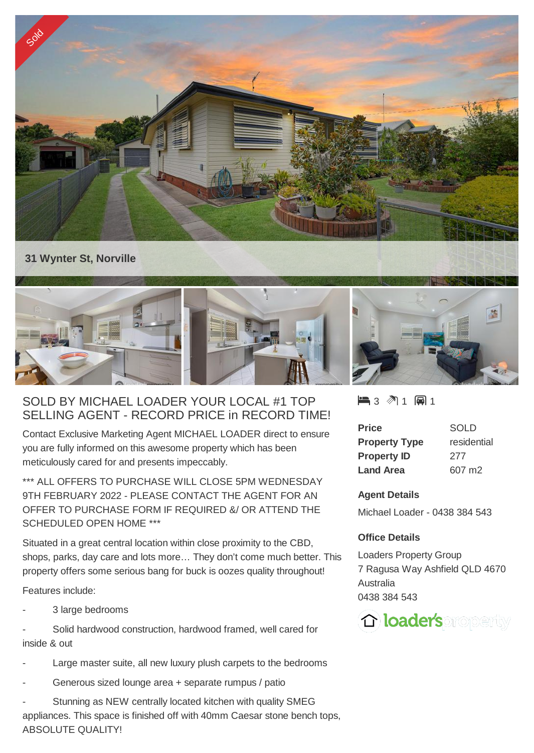31 Wynter St, Norville

# SOLD BY MICHAEL LOADER YOUR LOCAL #1 TOP SELLING AGENT - RECORD PRICE in RECORD TIME!

Contact Exclusive Marketing Agent MICHAEL LOADER direct to ensure you are fully informed on this awesome property which has been meticulously cared for and presents impeccably.

*** ALL OFFERS TO PURCHASE WILL CLOSE 5PM WEDNESDAY 9TH FEBRUARY 2022 - PLEASE CONTACT THE AGENT FOR AN OFFER TO PURCHASE FORM IF REQUIRED &/ OR ATTEND THE SCHEDULED OPEN HOME ***

Situated in a great central location within close proximity to the CBD, shops, parks, day care and lots more… They don't come much better. This property offers some serious bang for buck is oozes quality throughout!

Features include:

- 3 large bedrooms
- Solid hardwood construction, hardwood framed, well cared for inside & out
- Large master suite, all new luxury plush carpets to the bedrooms
- Generous sized lounge area + separate rumpus / patio
- Stunning as NEW centrally located kitchen with quality SMEG appliances. This space is finished off with 40mm Caesar stone bench tops, ABSOLUTE QUALITY!

3 1 1

| | |
|---|---|
| **Price** | SOLD |
| **Property Type** | residential |
| **Property ID** | 277 |
| **Land Area** | 607 m2 |

**Agent Details**

Michael Loader - 0438 384 543

**Office Details**

Loaders Property Group
7 Ragusa Way Ashfield QLD 4670
Australia
0438 384 543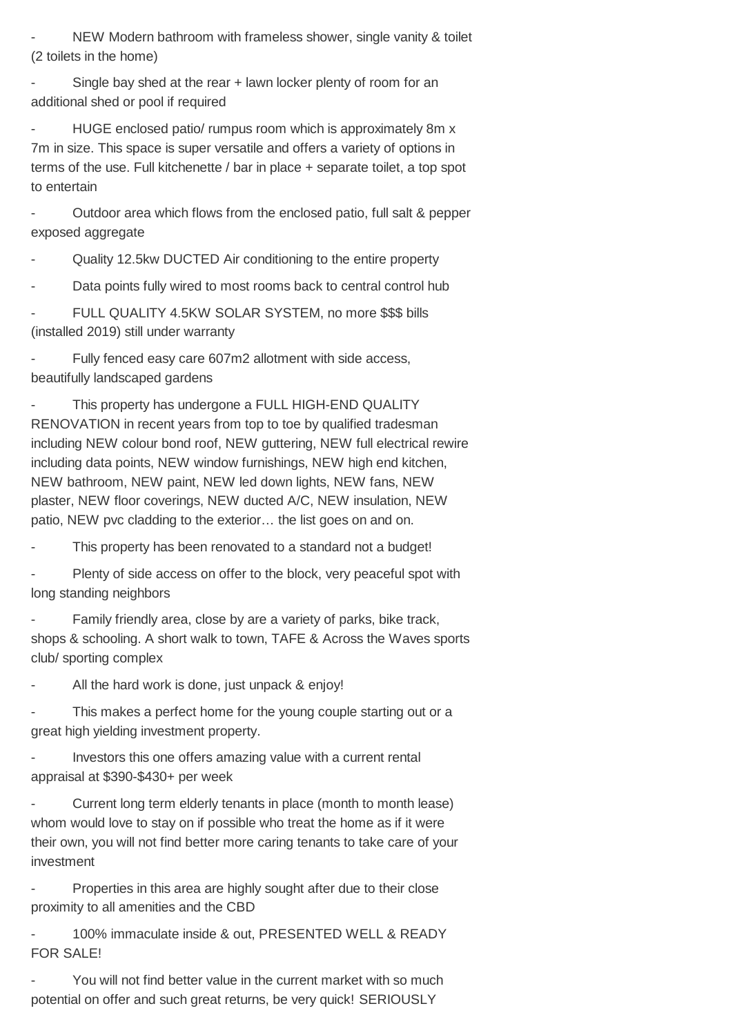- NEW Modern bathroom with frameless shower, single vanity & toilet (2 toilets in the home)

- Single bay shed at the rear + lawn locker plenty of room for an additional shed or pool if required

- HUGE enclosed patio/ rumpus room which is approximately 8m x 7m in size. This space is super versatile and offers a variety of options in terms of the use. Full kitchenette / bar in place + separate toilet, a top spot to entertain

- Outdoor area which flows from the enclosed patio, full salt & pepper exposed aggregate

- Quality 12.5kw DUCTED Air conditioning to the entire property

- Data points fully wired to most rooms back to central control hub

- FULL QUALITY 4.5KW SOLAR SYSTEM, no more $$$ bills (installed 2019) still under warranty

- Fully fenced easy care 607m2 allotment with side access, beautifully landscaped gardens

- This property has undergone a FULL HIGH-END QUALITY RENOVATION in recent years from top to toe by qualified tradesman including NEW colour bond roof, NEW guttering, NEW full electrical rewire including data points, NEW window furnishings, NEW high end kitchen, NEW bathroom, NEW paint, NEW led down lights, NEW fans, NEW plaster, NEW floor coverings, NEW ducted A/C, NEW insulation, NEW patio, NEW pvc cladding to the exterior… the list goes on and on.

- This property has been renovated to a standard not a budget!

- Plenty of side access on offer to the block, very peaceful spot with long standing neighbors

- Family friendly area, close by are a variety of parks, bike track, shops & schooling. A short walk to town, TAFE & Across the Waves sports club/ sporting complex

- All the hard work is done, just unpack & enjoy!

- This makes a perfect home for the young couple starting out or a great high yielding investment property.

- Investors this one offers amazing value with a current rental appraisal at $390-$430+ per week

- Current long term elderly tenants in place (month to month lease) whom would love to stay on if possible who treat the home as if it were their own, you will not find better more caring tenants to take care of your investment

- Properties in this area are highly sought after due to their close proximity to all amenities and the CBD

- 100% immaculate inside & out, PRESENTED WELL & READY FOR SALE!

- You will not find better value in the current market with so much potential on offer and such great returns, be very quick! SERIOUSLY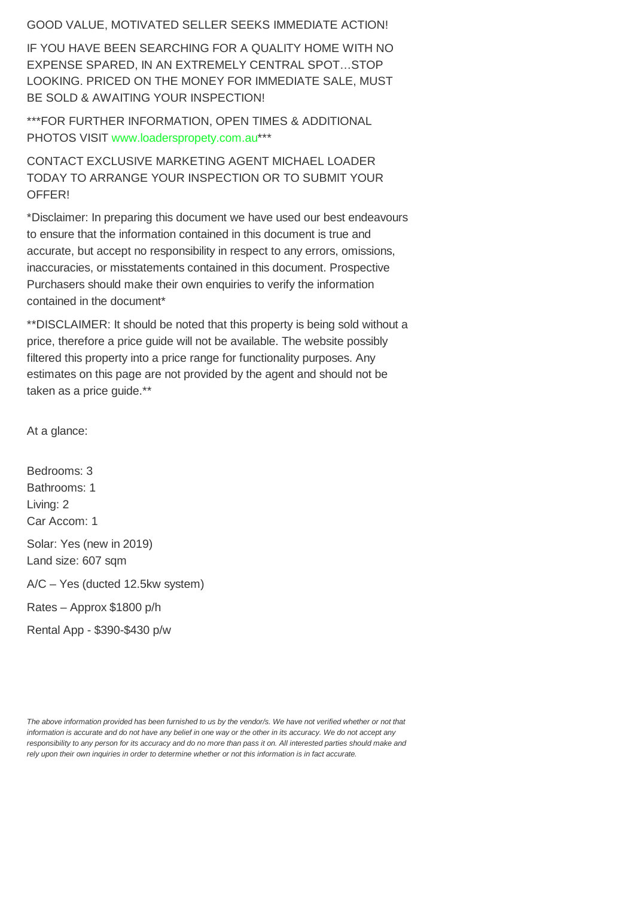GOOD VALUE, MOTIVATED SELLER SEEKS IMMEDIATE ACTION!

IF YOU HAVE BEEN SEARCHING FOR A QUALITY HOME WITH NO EXPENSE SPARED, IN AN EXTREMELY CENTRAL SPOT…STOP LOOKING. PRICED ON THE MONEY FOR IMMEDIATE SALE, MUST BE SOLD & AWAITING YOUR INSPECTION!

***FOR FURTHER INFORMATION, OPEN TIMES & ADDITIONAL PHOTOS VISIT www.loaderspropety.com.au***

CONTACT EXCLUSIVE MARKETING AGENT MICHAEL LOADER TODAY TO ARRANGE YOUR INSPECTION OR TO SUBMIT YOUR OFFER!

*Disclaimer: In preparing this document we have used our best endeavours to ensure that the information contained in this document is true and accurate, but accept no responsibility in respect to any errors, omissions, inaccuracies, or misstatements contained in this document. Prospective Purchasers should make their own enquiries to verify the information contained in the document*

**DISCLAIMER: It should be noted that this property is being sold without a price, therefore a price guide will not be available. The website possibly filtered this property into a price range for functionality purposes. Any estimates on this page are not provided by the agent and should not be taken as a price guide.**

At a glance:

Bedrooms: 3
Bathrooms: 1
Living: 2
Car Accom: 1

Solar: Yes (new in 2019)
Land size: 607 sqm

A/C – Yes (ducted 12.5kw system)

Rates – Approx $1800 p/h

Rental App - $390-$430 p/w

*The above information provided has been furnished to us by the vendor/s. We have not verified whether or not that information is accurate and do not have any belief in one way or the other in its accuracy. We do not accept any responsibility to any person for its accuracy and do no more than pass it on. All interested parties should make and rely upon their own inquiries in order to determine whether or not this information is in fact accurate.*